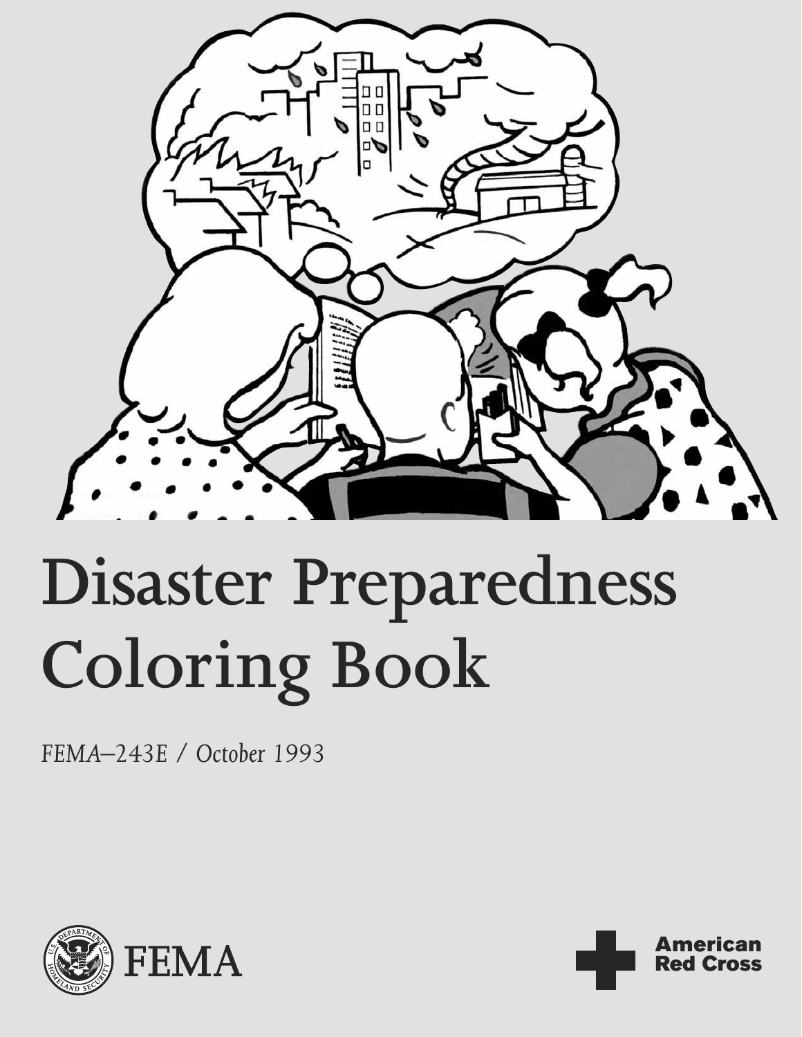# Disaster Preparedness Coloring Book

*FEMA–243E / October 1993*

FEMA

American Red Cross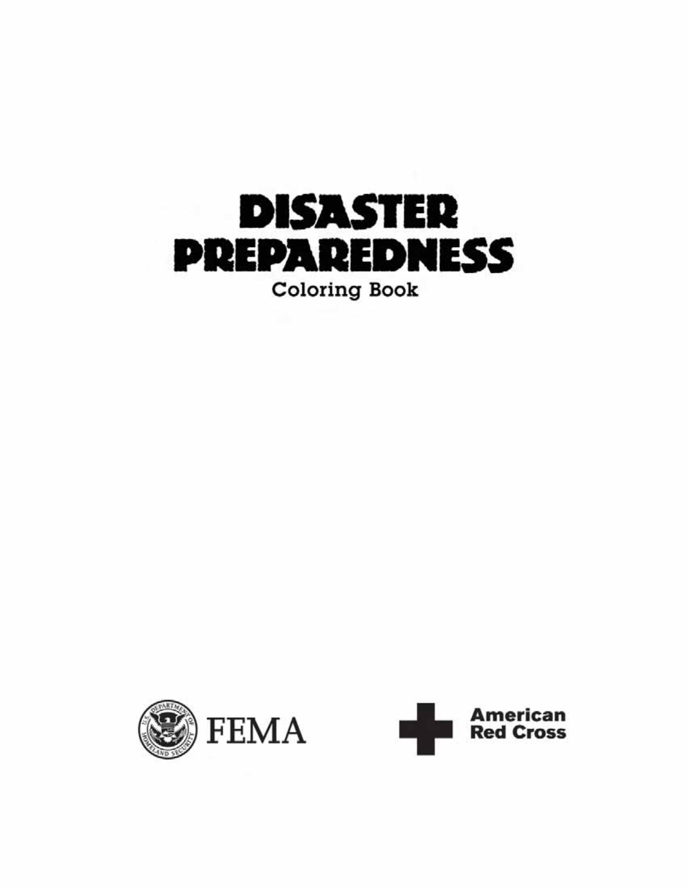# DISASTER PREPAREDNESS

Coloring Book

FEMA

American Red Cross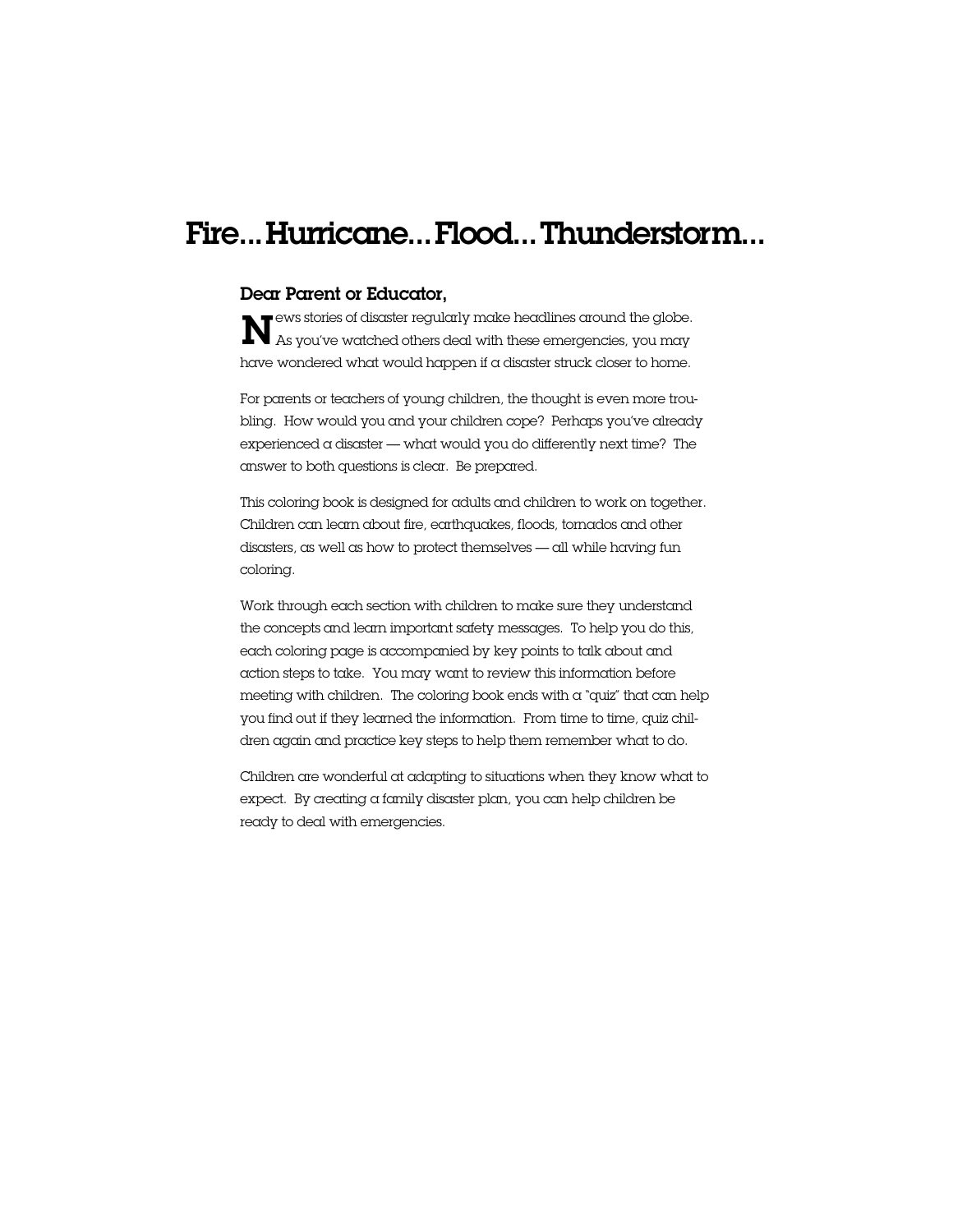# Fire... Hurricane... Flood... Thunderstorm...

**Dear Parent or Educator,**

News stories of disaster regularly make headlines around the globe. As you've watched others deal with these emergencies, you may have wondered what would happen if a disaster struck closer to home.

For parents or teachers of young children, the thought is even more troubling. How would you and your children cope? Perhaps you've already experienced a disaster — what would you do differently next time? The answer to both questions is clear. Be prepared.

This coloring book is designed for adults and children to work on together. Children can learn about fire, earthquakes, floods, tornados and other disasters, as well as how to protect themselves — all while having fun coloring.

Work through each section with children to make sure they understand the concepts and learn important safety messages. To help you do this, each coloring page is accompanied by key points to talk about and action steps to take. You may want to review this information before meeting with children. The coloring book ends with a "quiz" that can help you find out if they learned the information. From time to time, quiz children again and practice key steps to help them remember what to do.

Children are wonderful at adapting to situations when they know what to expect. By creating a family disaster plan, you can help children be ready to deal with emergencies.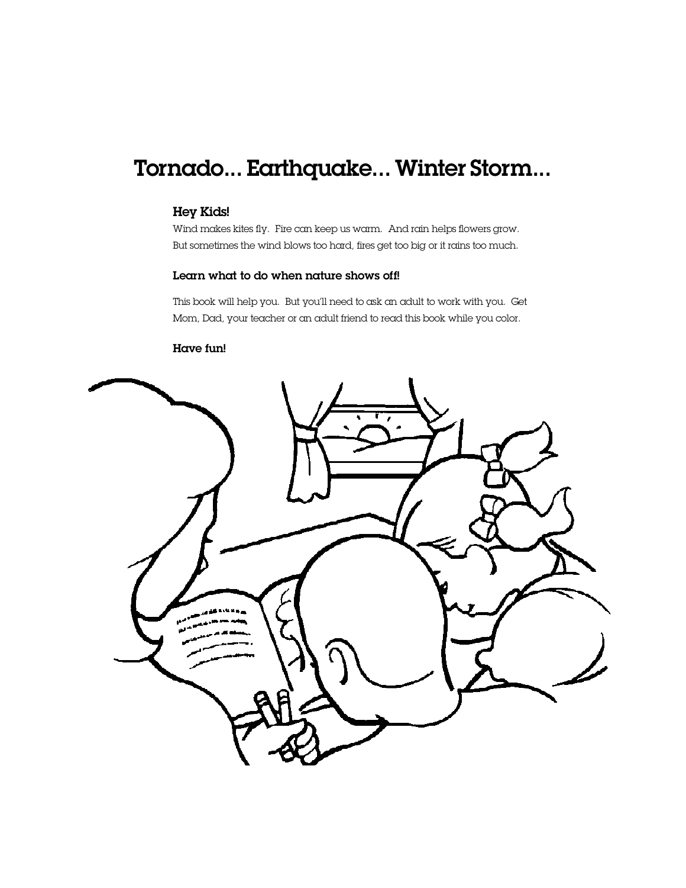# Tornado... Earthquake... Winter Storm...

### Hey Kids!

Wind makes kites fly. Fire can keep us warm. And rain helps flowers grow. But sometimes the wind blows too hard, fires get too big or it rains too much.

### Learn what to do when nature shows off!

This book will help you. But you'll need to ask an adult to work with you. Get Mom, Dad, your teacher or an adult friend to read this book while you color.

### Have fun!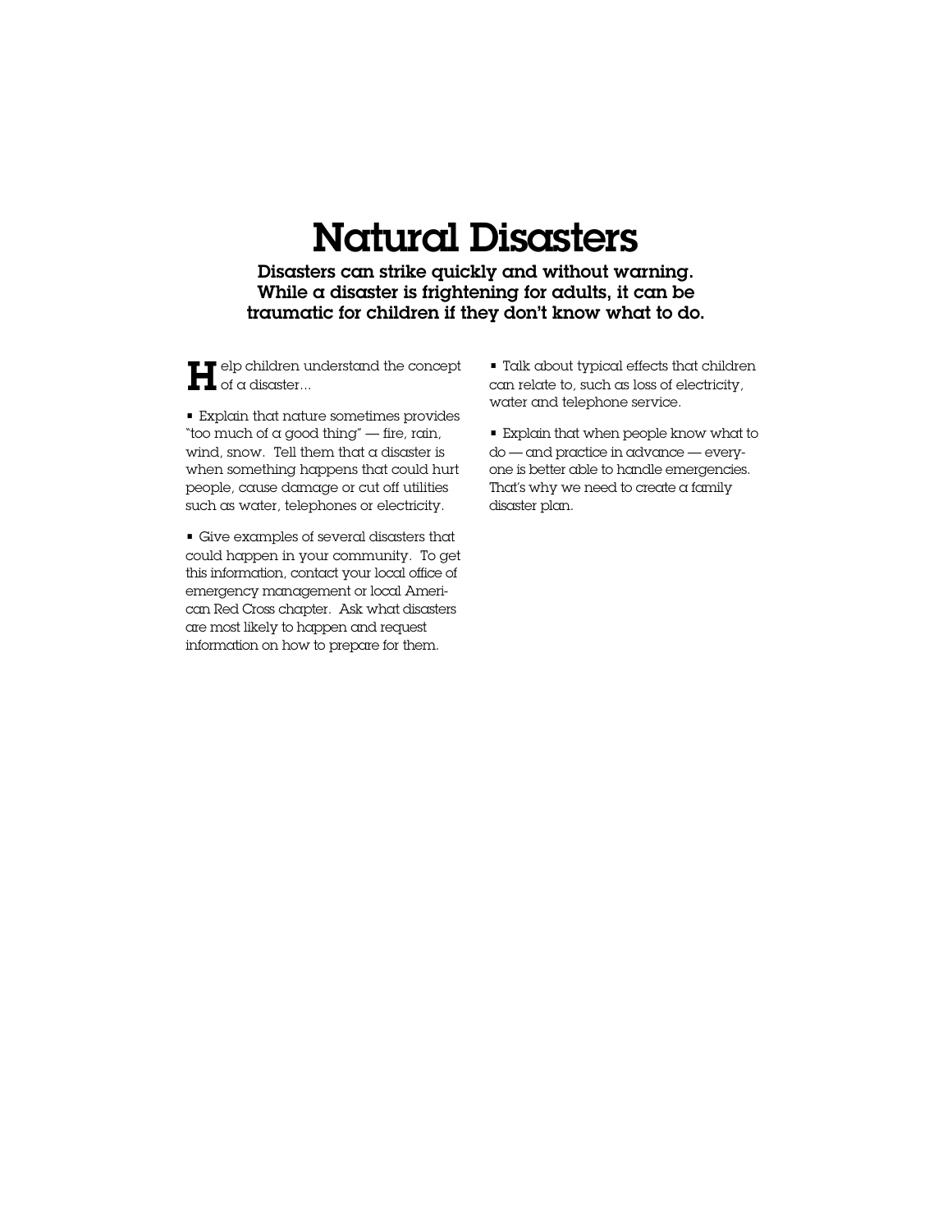# Natural Disasters

**Disasters can strike quickly and without warning. While a disaster is frightening for adults, it can be traumatic for children if they don't know what to do.**

Help children understand the concept of a disaster...

- Explain that nature sometimes provides "too much of a good thing" — fire, rain, wind, snow. Tell them that a disaster is when something happens that could hurt people, cause damage or cut off utilities such as water, telephones or electricity.

- Give examples of several disasters that could happen in your community. To get this information, contact your local office of emergency management or local American Red Cross chapter. Ask what disasters are most likely to happen and request information on how to prepare for them.

- Talk about typical effects that children can relate to, such as loss of electricity, water and telephone service.

- Explain that when people know what to do — and practice in advance — everyone is better able to handle emergencies. That's why we need to create a family disaster plan.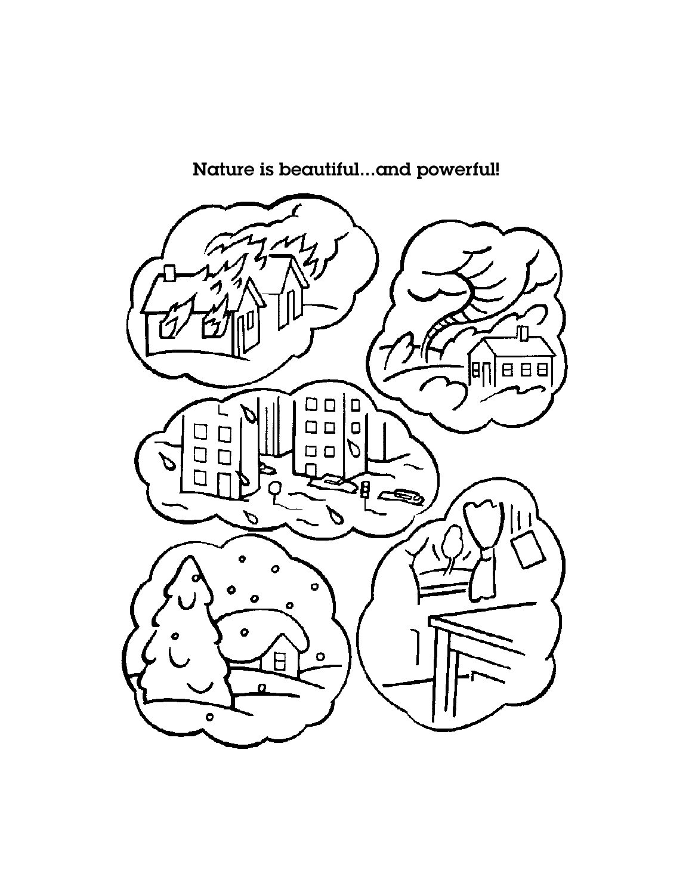Nature is beautiful...and powerful!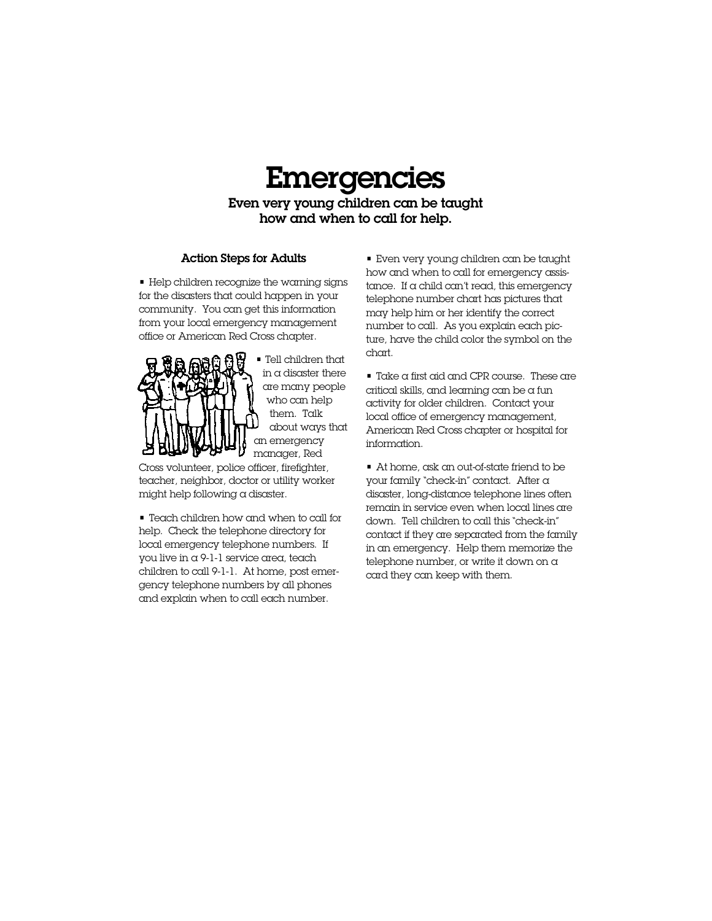# Emergencies

**Even very young children can be taught how and when to call for help.**

### Action Steps for Adults

- Help children recognize the warning signs for the disasters that could happen in your community. You can get this information from your local emergency management office or American Red Cross chapter.

- Tell children that in a disaster there are many people who can help them. Talk about ways that an emergency manager, Red Cross volunteer, police officer, firefighter, teacher, neighbor, doctor or utility worker might help following a disaster.

- Teach children how and when to call for help. Check the telephone directory for local emergency telephone numbers. If you live in a 9-1-1 service area, teach children to call 9-1-1. At home, post emergency telephone numbers by all phones and explain when to call each number.

- Even very young children can be taught how and when to call for emergency assistance. If a child can't read, this emergency telephone number chart has pictures that may help him or her identify the correct number to call. As you explain each picture, have the child color the symbol on the chart.

- Take a first aid and CPR course. These are critical skills, and learning can be a fun activity for older children. Contact your local office of emergency management, American Red Cross chapter or hospital for information.

- At home, ask an out-of-state friend to be your family "check-in" contact. After a disaster, long-distance telephone lines often remain in service even when local lines are down. Tell children to call this "check-in" contact if they are separated from the family in an emergency. Help them memorize the telephone number, or write it down on a card they can keep with them.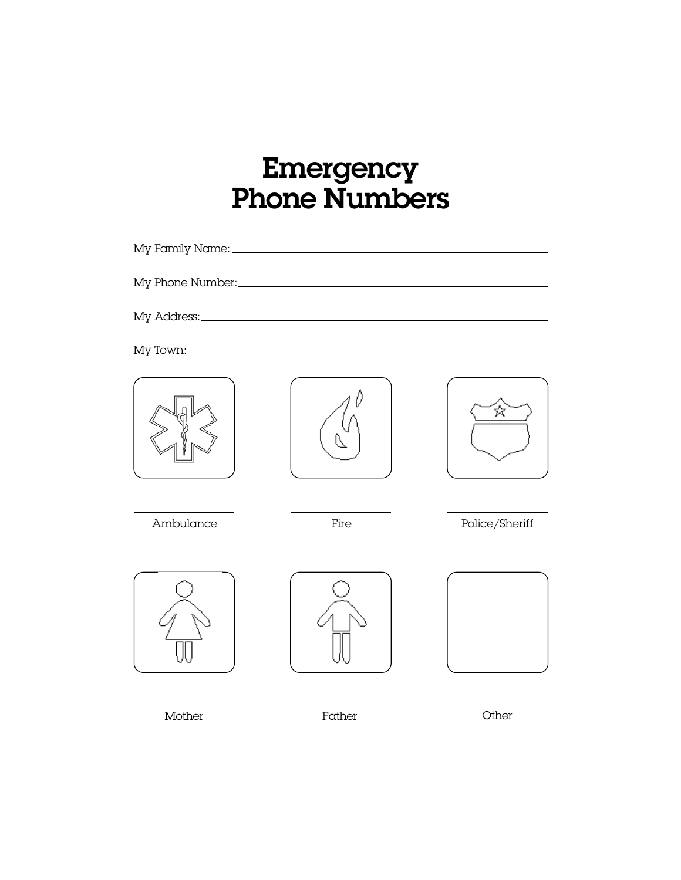# Emergency Phone Numbers

My Family Name: ______________________________

My Phone Number: ______________________________

My Address: ______________________________

My Town: ______________________________

______________
Ambulance

______________
Fire

______________
Police/Sheriff

______________
Mother

______________
Father

______________
Other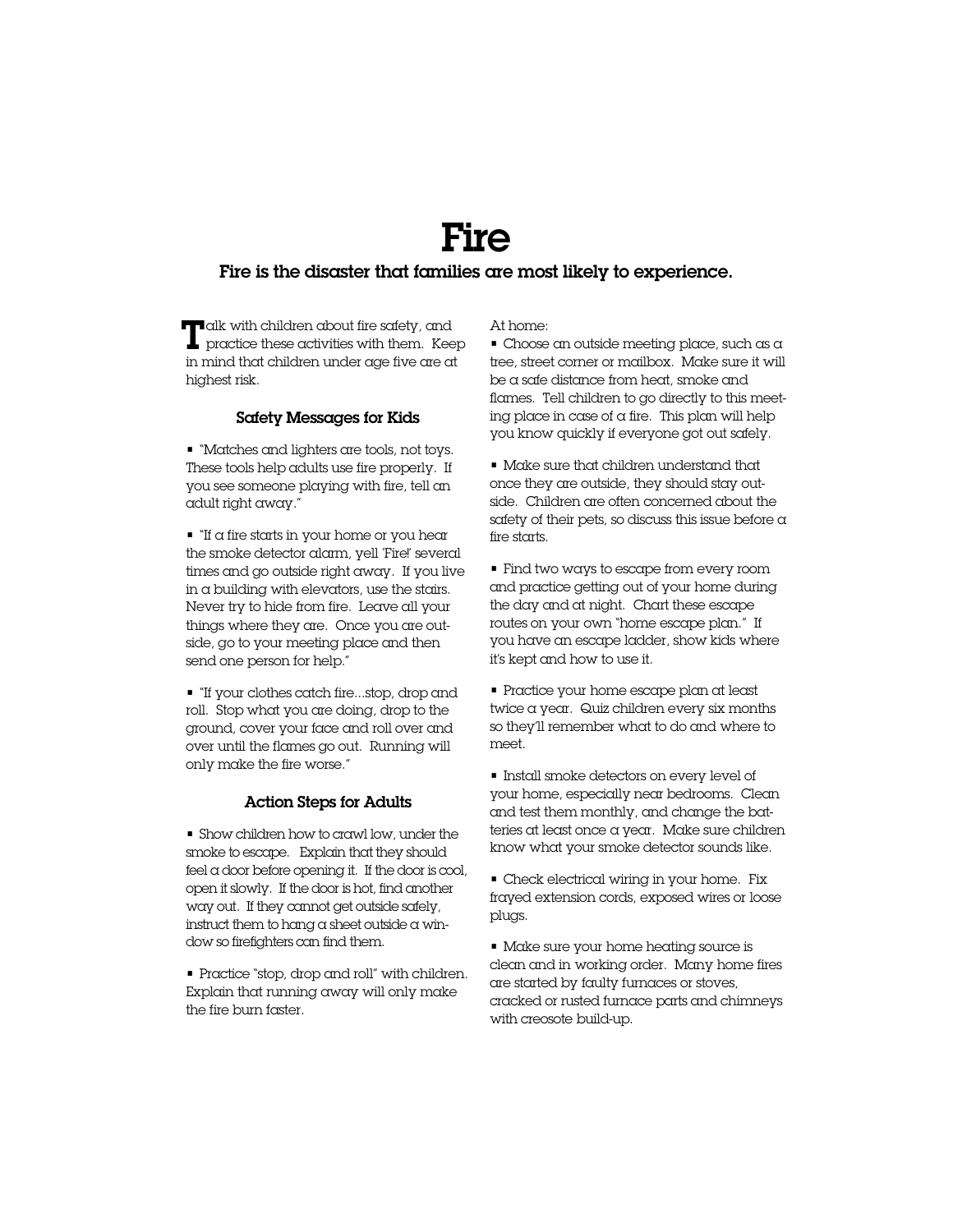# Fire

**Fire is the disaster that families are most likely to experience.**

Talk with children about fire safety, and practice these activities with them. Keep in mind that children under age five are at highest risk.

### Safety Messages for Kids

- "Matches and lighters are tools, not toys. These tools help adults use fire properly. If you see someone playing with fire, tell an adult right away."

- "If a fire starts in your home or you hear the smoke detector alarm, yell 'Fire!' several times and go outside right away. If you live in a building with elevators, use the stairs. Never try to hide from fire. Leave all your things where they are. Once you are outside, go to your meeting place and then send one person for help."

- "If your clothes catch fire...stop, drop and roll. Stop what you are doing, drop to the ground, cover your face and roll over and over until the flames go out. Running will only make the fire worse."

### Action Steps for Adults

- Show children how to crawl low, under the smoke to escape. Explain that they should feel a door before opening it. If the door is cool, open it slowly. If the door is hot, find another way out. If they cannot get outside safely, instruct them to hang a sheet outside a window so firefighters can find them.

- Practice "stop, drop and roll" with children. Explain that running away will only make the fire burn faster.

At home:

- Choose an outside meeting place, such as a tree, street corner or mailbox. Make sure it will be a safe distance from heat, smoke and flames. Tell children to go directly to this meeting place in case of a fire. This plan will help you know quickly if everyone got out safely.

- Make sure that children understand that once they are outside, they should stay outside. Children are often concerned about the safety of their pets, so discuss this issue before a fire starts.

- Find two ways to escape from every room and practice getting out of your home during the day and at night. Chart these escape routes on your own "home escape plan." If you have an escape ladder, show kids where it's kept and how to use it.

- Practice your home escape plan at least twice a year. Quiz children every six months so they'll remember what to do and where to meet.

- Install smoke detectors on every level of your home, especially near bedrooms. Clean and test them monthly, and change the batteries at least once a year. Make sure children know what your smoke detector sounds like.

- Check electrical wiring in your home. Fix frayed extension cords, exposed wires or loose plugs.

- Make sure your home heating source is clean and in working order. Many home fires are started by faulty furnaces or stoves, cracked or rusted furnace parts and chimneys with creosote build-up.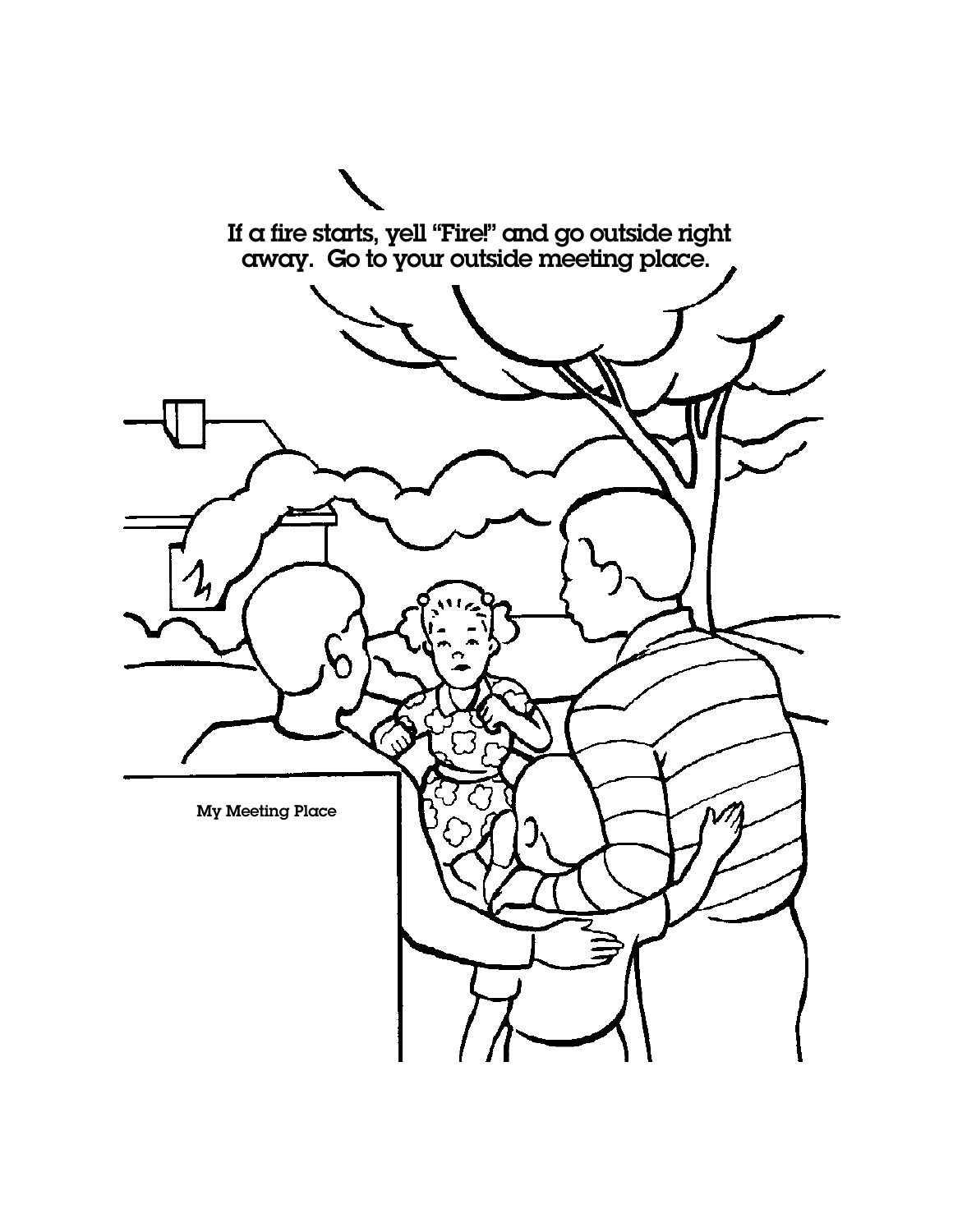If a fire starts, yell "Fire!" and go outside right away. Go to your outside meeting place.

My Meeting Place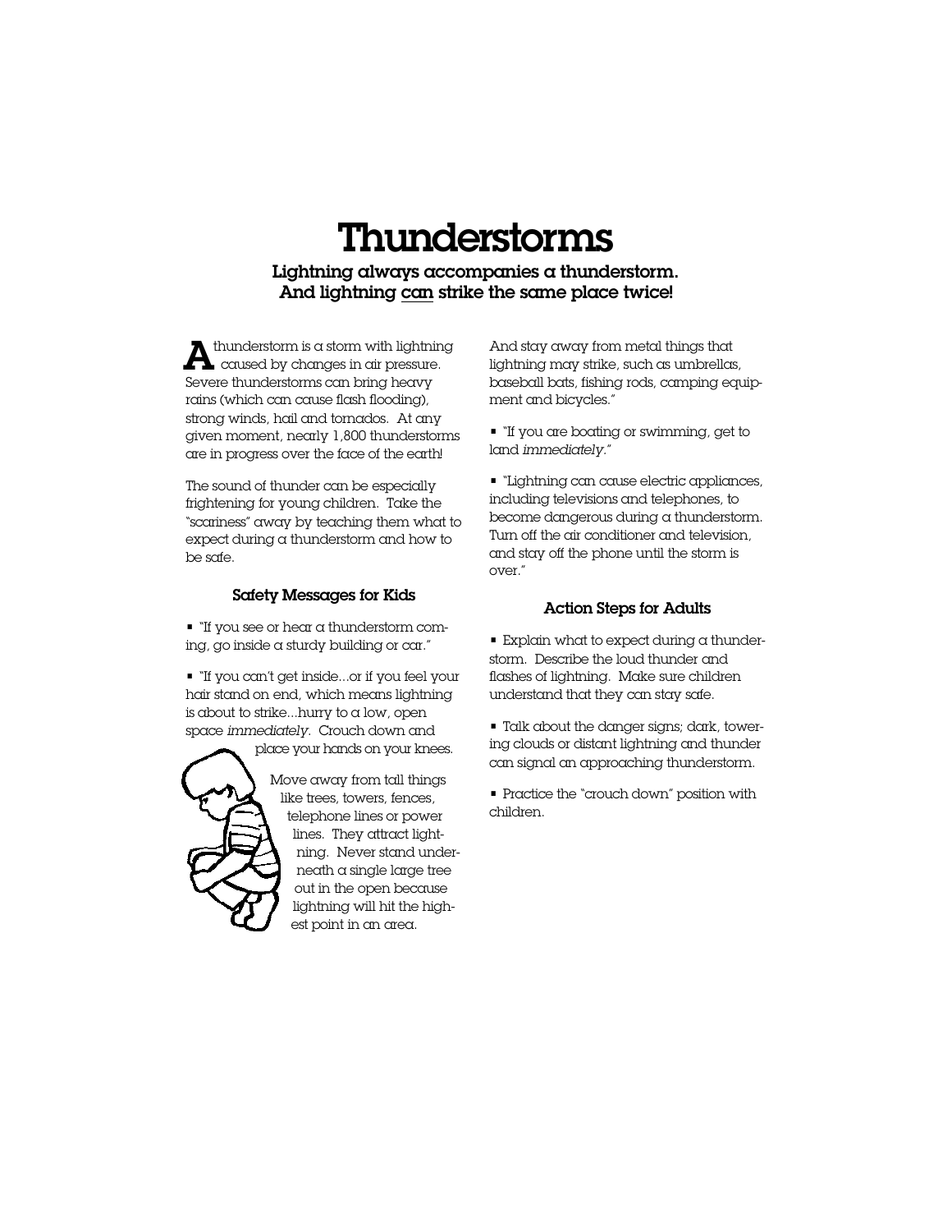# Thunderstorms

**Lightning always accompanies a thunderstorm. And lightning <u>can</u> strike the same place twice!**

A thunderstorm is a storm with lightning caused by changes in air pressure. Severe thunderstorms can bring heavy rains (which can cause flash flooding), strong winds, hail and tornados. At any given moment, nearly 1,800 thunderstorms are in progress over the face of the earth!

The sound of thunder can be especially frightening for young children. Take the "scariness" away by teaching them what to expect during a thunderstorm and how to be safe.

### Safety Messages for Kids

- "If you see or hear a thunderstorm coming, go inside a sturdy building or car."
- "If you can't get inside...or if you feel your hair stand on end, which means lightning is about to strike...hurry to a low, open space *immediately*. Crouch down and place your hands on your knees. Move away from tall things like trees, towers, fences, telephone lines or power lines. They attract lightning. Never stand underneath a single large tree out in the open because lightning will hit the highest point in an area. And stay away from metal things that lightning may strike, such as umbrellas, baseball bats, fishing rods, camping equipment and bicycles."
- "If you are boating or swimming, get to land *immediately*."
- "Lightning can cause electric appliances, including televisions and telephones, to become dangerous during a thunderstorm. Turn off the air conditioner and television, and stay off the phone until the storm is over."

### Action Steps for Adults

- Explain what to expect during a thunderstorm. Describe the loud thunder and flashes of lightning. Make sure children understand that they can stay safe.
- Talk about the danger signs; dark, towering clouds or distant lightning and thunder can signal an approaching thunderstorm.
- Practice the "crouch down" position with children.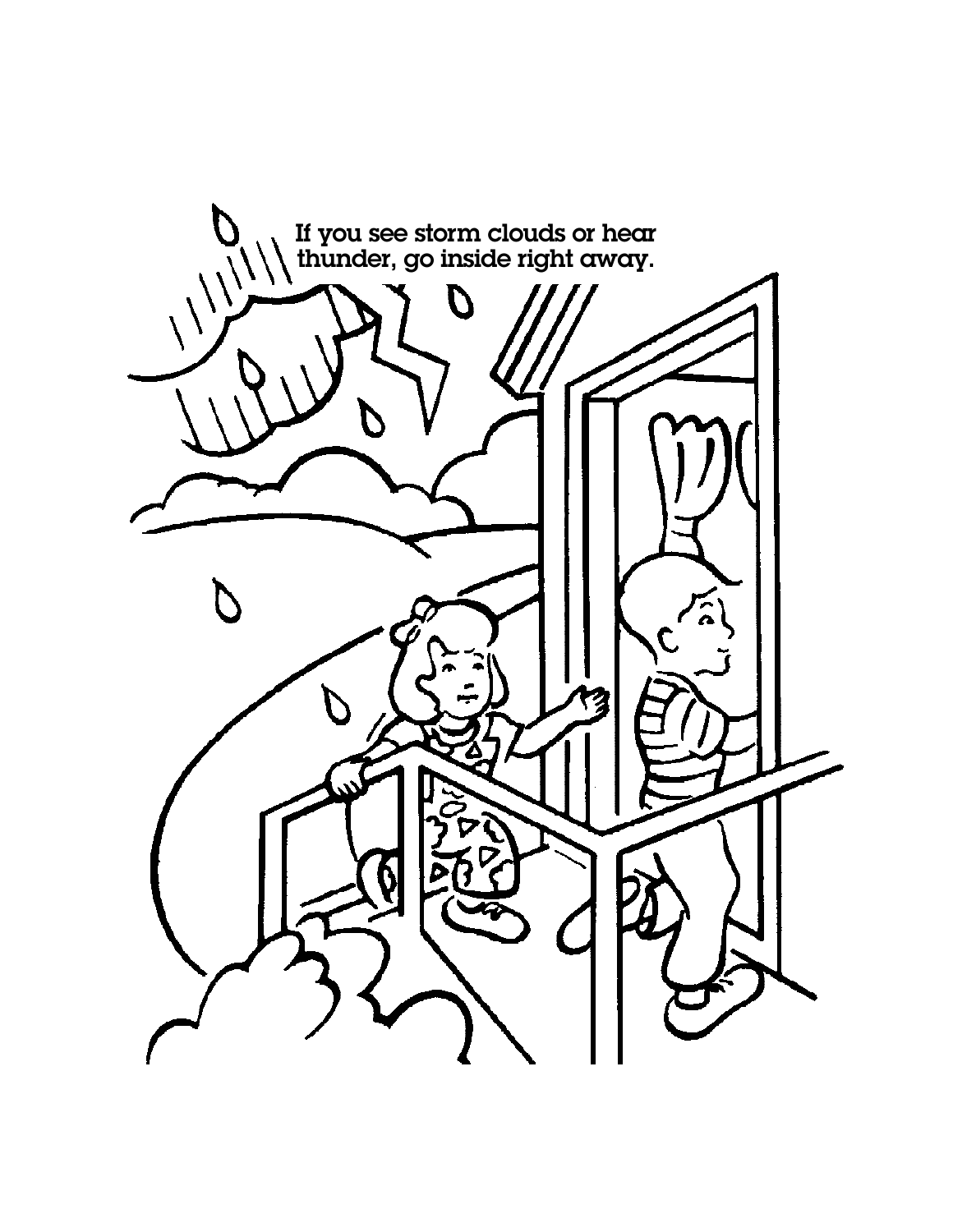If you see storm clouds or hear thunder, go inside right away.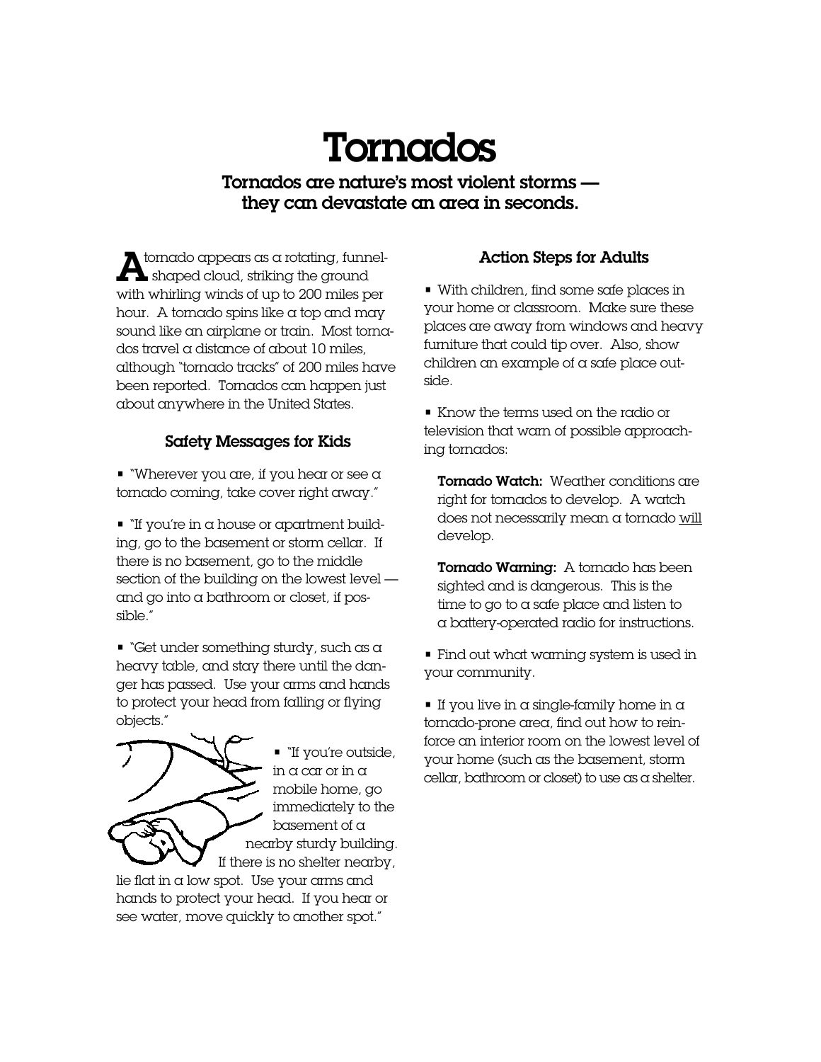# Tornados

**Tornados are nature's most violent storms — they can devastate an area in seconds.**

A tornado appears as a rotating, funnel-shaped cloud, striking the ground with whirling winds of up to 200 miles per hour. A tornado spins like a top and may sound like an airplane or train. Most tornados travel a distance of about 10 miles, although "tornado tracks" of 200 miles have been reported. Tornados can happen just about anywhere in the United States.

### Safety Messages for Kids

- "Wherever you are, if you hear or see a tornado coming, take cover right away."
- "If you're in a house or apartment building, go to the basement or storm cellar. If there is no basement, go to the middle section of the building on the lowest level — and go into a bathroom or closet, if possible."
- "Get under something sturdy, such as a heavy table, and stay there until the danger has passed. Use your arms and hands to protect your head from falling or flying objects."
- "If you're outside, in a car or in a mobile home, go immediately to the basement of a nearby sturdy building. If there is no shelter nearby, lie flat in a low spot. Use your arms and hands to protect your head. If you hear or see water, move quickly to another spot."

### Action Steps for Adults

- With children, find some safe places in your home or classroom. Make sure these places are away from windows and heavy furniture that could tip over. Also, show children an example of a safe place outside.
- Know the terms used on the radio or television that warn of possible approaching tornados:

  **Tornado Watch:** Weather conditions are right for tornados to develop. A watch does not necessarily mean a tornado <u>will</u> develop.

  **Tornado Warning:** A tornado has been sighted and is dangerous. This is the time to go to a safe place and listen to a battery-operated radio for instructions.

- Find out what warning system is used in your community.
- If you live in a single-family home in a tornado-prone area, find out how to reinforce an interior room on the lowest level of your home (such as the basement, storm cellar, bathroom or closet) to use as a shelter.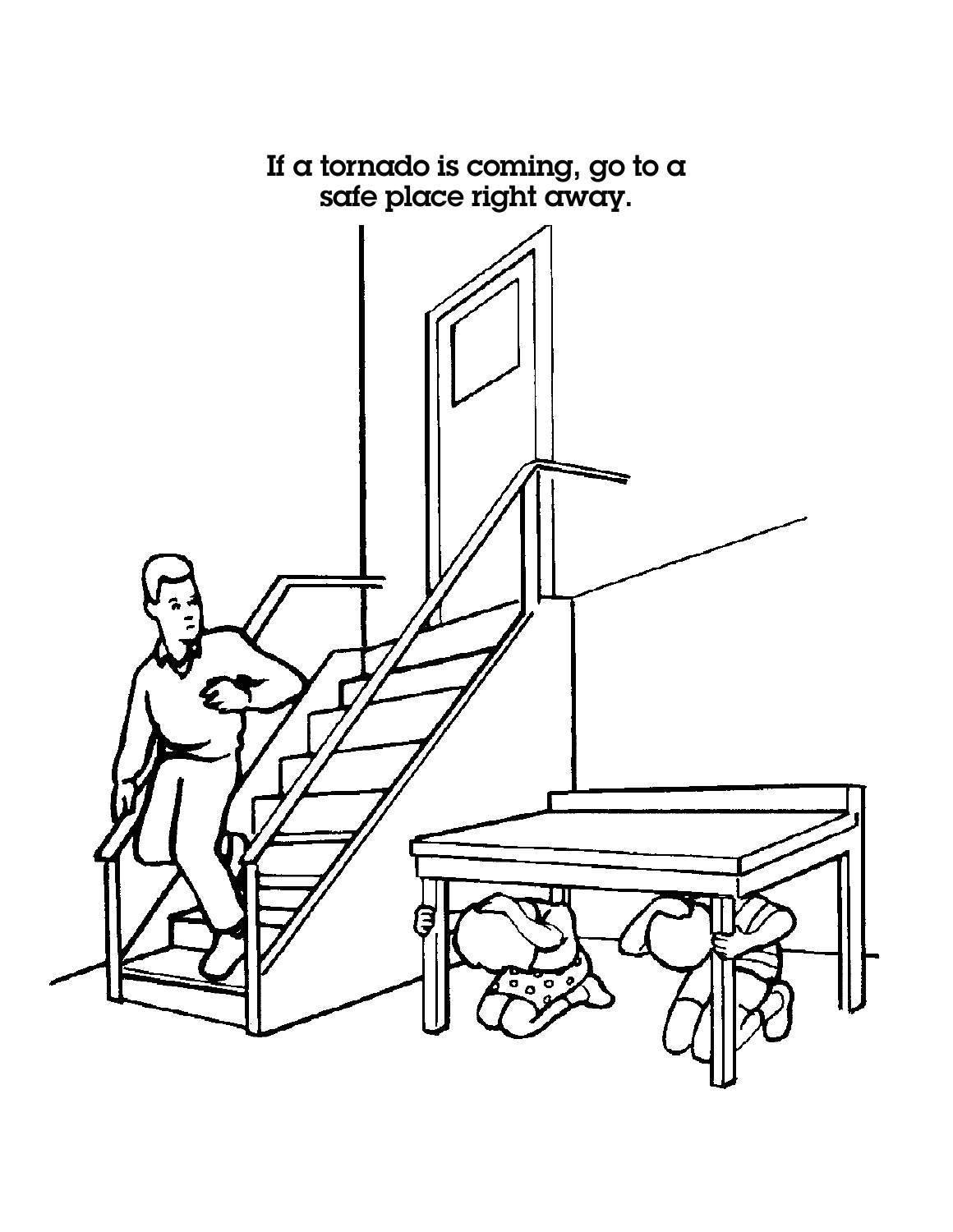If a tornado is coming, go to a safe place right away.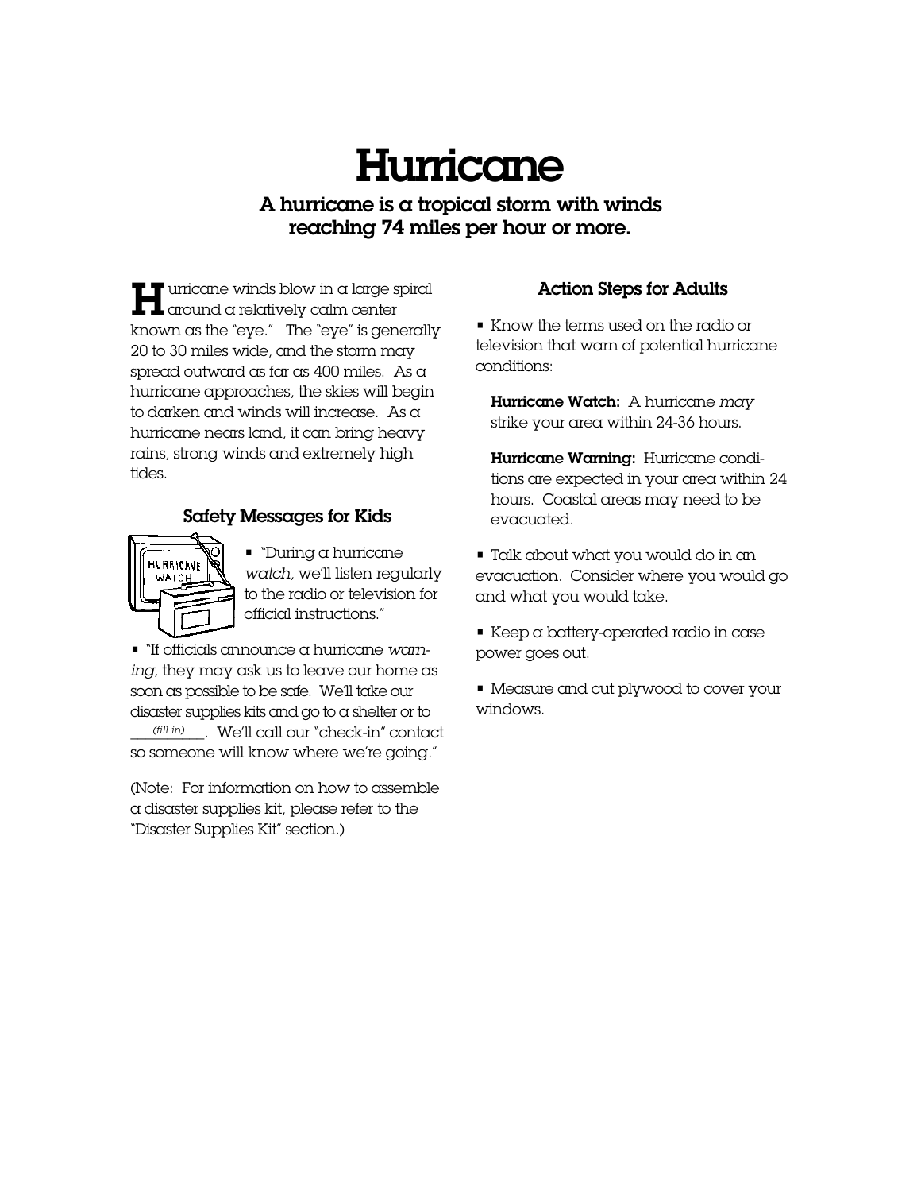# Hurricane

## A hurricane is a tropical storm with winds reaching 74 miles per hour or more.

Hurricane winds blow in a large spiral around a relatively calm center known as the "eye." The "eye" is generally 20 to 30 miles wide, and the storm may spread outward as far as 400 miles. As a hurricane approaches, the skies will begin to darken and winds will increase. As a hurricane nears land, it can bring heavy rains, strong winds and extremely high tides.

### Safety Messages for Kids

- "During a hurricane *watch*, we'll listen regularly to the radio or television for official instructions."
- "If officials announce a hurricane *warning*, they may ask us to leave our home as soon as possible to be safe. We'll take our disaster supplies kits and go to a shelter or to ___*(fill in)*___. We'll call our "check-in" contact so someone will know where we're going."

(Note: For information on how to assemble a disaster supplies kit, please refer to the "Disaster Supplies Kit" section.)

### Action Steps for Adults

- Know the terms used on the radio or television that warn of potential hurricane conditions:

  **Hurricane Watch:** A hurricane *may* strike your area within 24-36 hours.

  **Hurricane Warning:** Hurricane conditions are expected in your area within 24 hours. Coastal areas may need to be evacuated.

- Talk about what you would do in an evacuation. Consider where you would go and what you would take.
- Keep a battery-operated radio in case power goes out.
- Measure and cut plywood to cover your windows.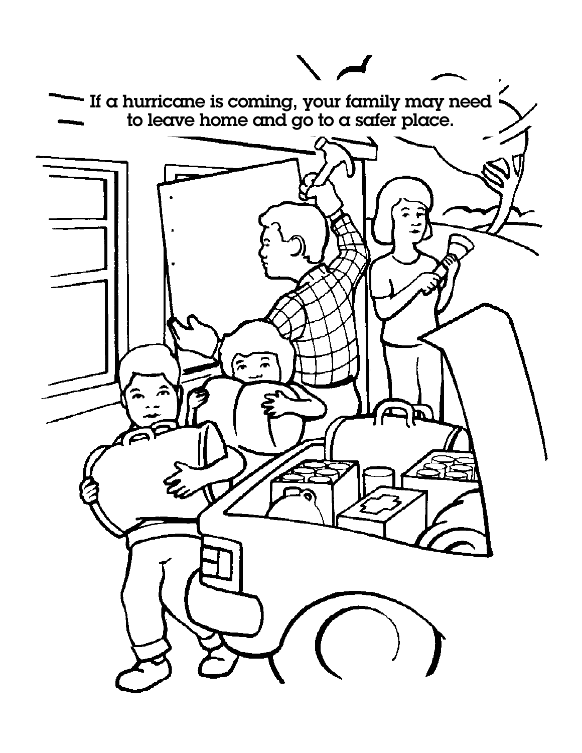If a hurricane is coming, your family may need to leave home and go to a safer place.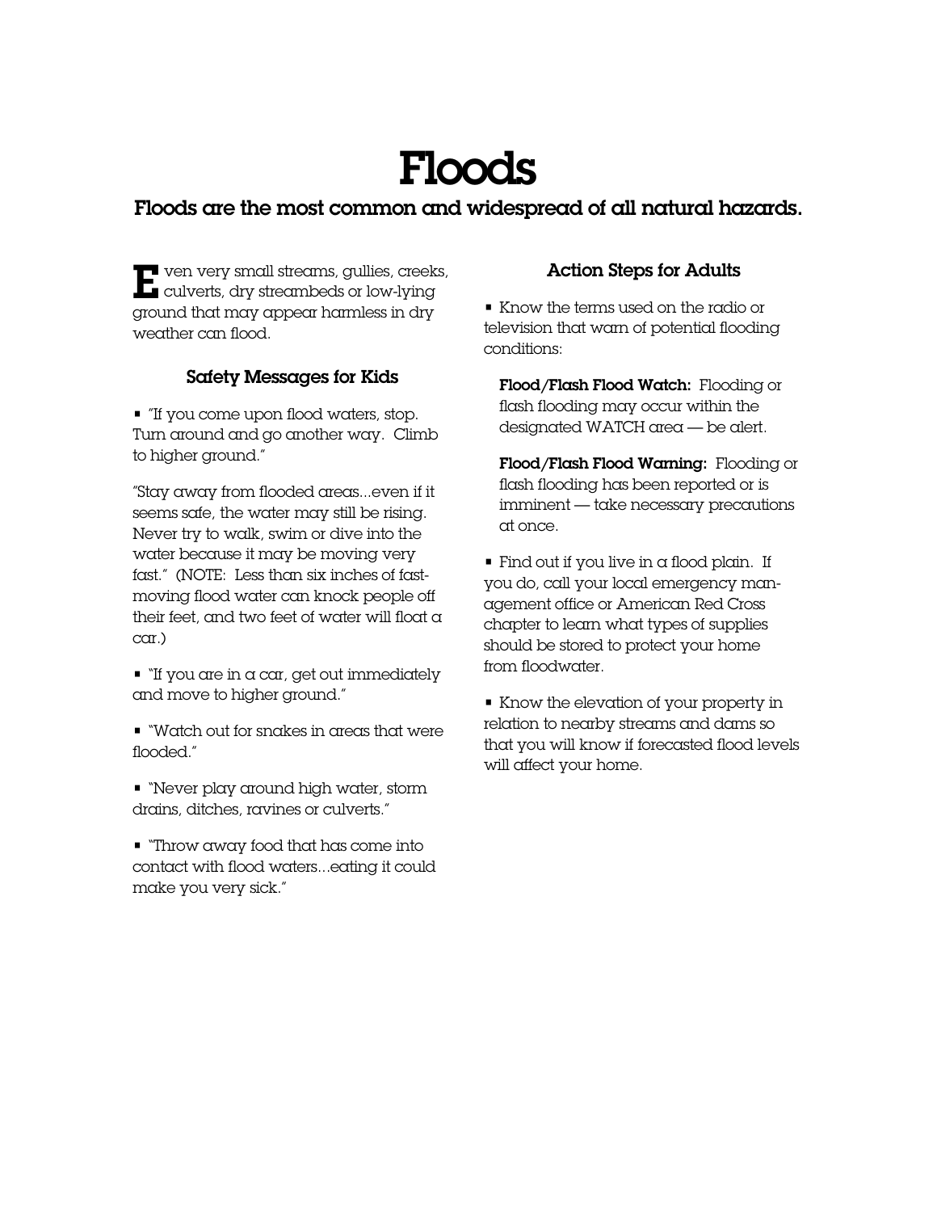# Floods

### Floods are the most common and widespread of all natural hazards.

Even very small streams, gullies, creeks, culverts, dry streambeds or low-lying ground that may appear harmless in dry weather can flood.

### Safety Messages for Kids

- "If you come upon flood waters, stop. Turn around and go another way. Climb to higher ground."

"Stay away from flooded areas...even if it seems safe, the water may still be rising. Never try to walk, swim or dive into the water because it may be moving very fast." (NOTE: Less than six inches of fast-moving flood water can knock people off their feet, and two feet of water will float a car.)

- "If you are in a car, get out immediately and move to higher ground."
- "Watch out for snakes in areas that were flooded."
- "Never play around high water, storm drains, ditches, ravines or culverts."
- "Throw away food that has come into contact with flood waters...eating it could make you very sick."

### Action Steps for Adults

- Know the terms used on the radio or television that warn of potential flooding conditions:

  **Flood/Flash Flood Watch:** Flooding or flash flooding may occur within the designated WATCH area — be alert.

  **Flood/Flash Flood Warning:** Flooding or flash flooding has been reported or is imminent — take necessary precautions at once.

- Find out if you live in a flood plain. If you do, call your local emergency management office or American Red Cross chapter to learn what types of supplies should be stored to protect your home from floodwater.
- Know the elevation of your property in relation to nearby streams and dams so that you will know if forecasted flood levels will affect your home.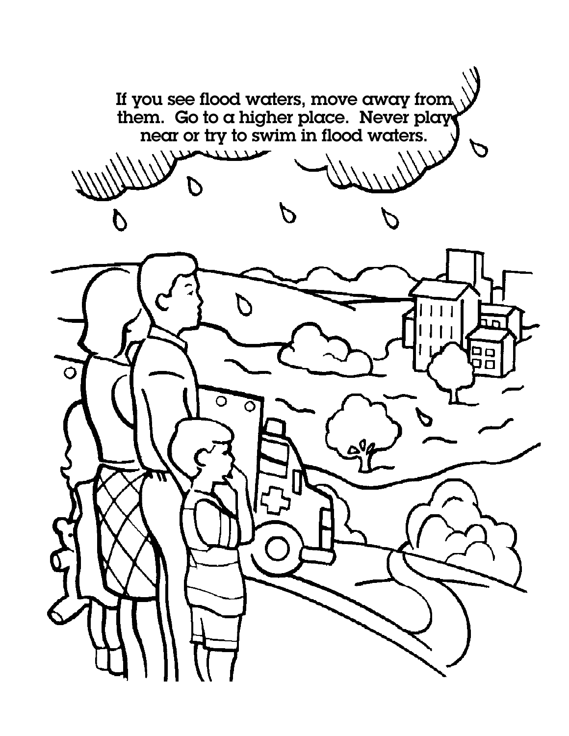If you see flood waters, move away from them. Go to a higher place. Never play near or try to swim in flood waters.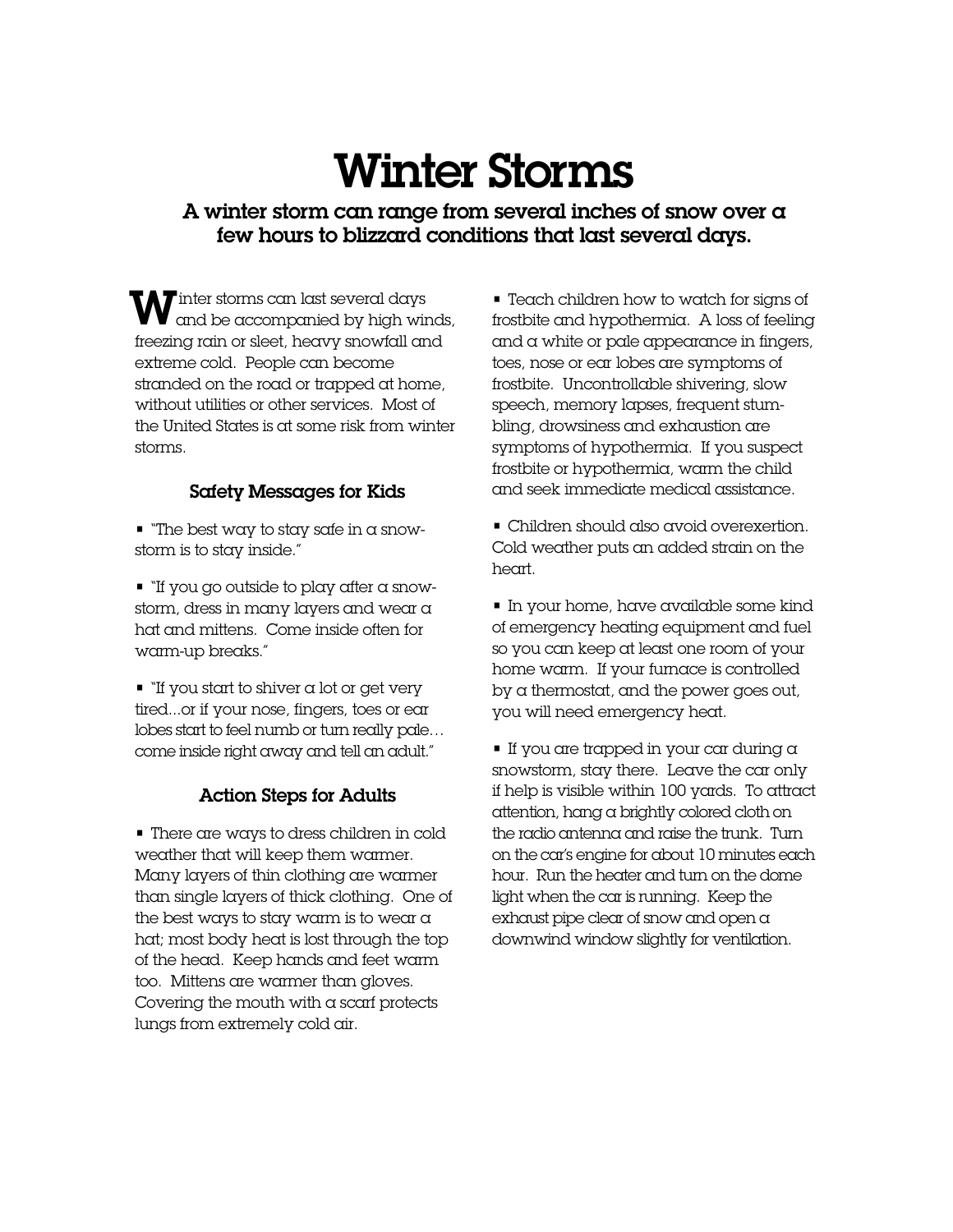# Winter Storms

**A winter storm can range from several inches of snow over a few hours to blizzard conditions that last several days.**

Winter storms can last several days and be accompanied by high winds, freezing rain or sleet, heavy snowfall and extreme cold. People can become stranded on the road or trapped at home, without utilities or other services. Most of the United States is at some risk from winter storms.

### Safety Messages for Kids

- "The best way to stay safe in a snowstorm is to stay inside."
- "If you go outside to play after a snowstorm, dress in many layers and wear a hat and mittens. Come inside often for warm-up breaks."
- "If you start to shiver a lot or get very tired...or if your nose, fingers, toes or ear lobes start to feel numb or turn really pale… come inside right away and tell an adult."

### Action Steps for Adults

- There are ways to dress children in cold weather that will keep them warmer. Many layers of thin clothing are warmer than single layers of thick clothing. One of the best ways to stay warm is to wear a hat; most body heat is lost through the top of the head. Keep hands and feet warm too. Mittens are warmer than gloves. Covering the mouth with a scarf protects lungs from extremely cold air.
- Teach children how to watch for signs of frostbite and hypothermia. A loss of feeling and a white or pale appearance in fingers, toes, nose or ear lobes are symptoms of frostbite. Uncontrollable shivering, slow speech, memory lapses, frequent stumbling, drowsiness and exhaustion are symptoms of hypothermia. If you suspect frostbite or hypothermia, warm the child and seek immediate medical assistance.
- Children should also avoid overexertion. Cold weather puts an added strain on the heart.
- In your home, have available some kind of emergency heating equipment and fuel so you can keep at least one room of your home warm. If your furnace is controlled by a thermostat, and the power goes out, you will need emergency heat.
- If you are trapped in your car during a snowstorm, stay there. Leave the car only if help is visible within 100 yards. To attract attention, hang a brightly colored cloth on the radio antenna and raise the trunk. Turn on the car's engine for about 10 minutes each hour. Run the heater and turn on the dome light when the car is running. Keep the exhaust pipe clear of snow and open a downwind window slightly for ventilation.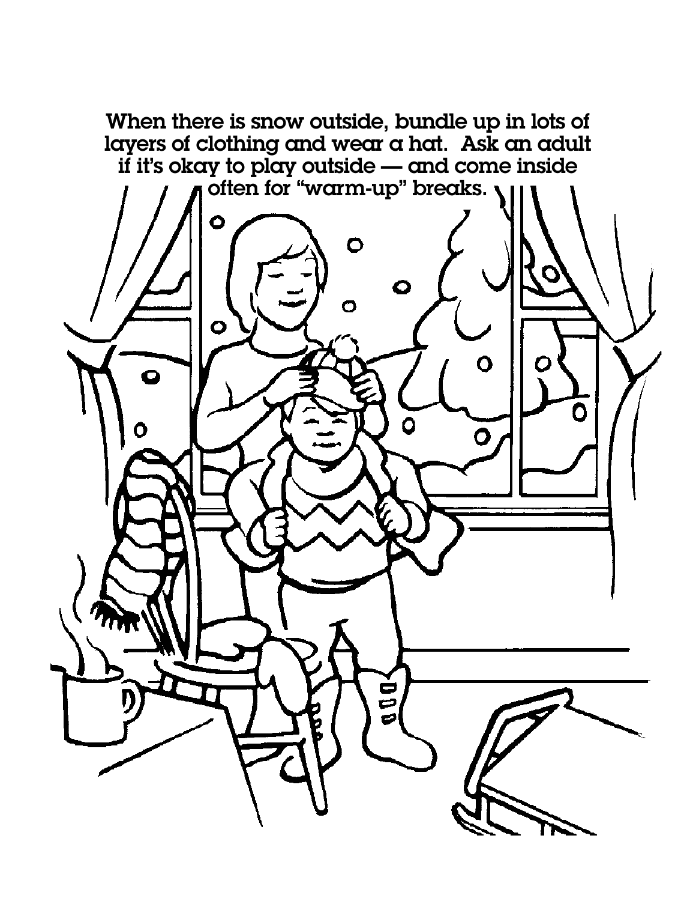When there is snow outside, bundle up in lots of layers of clothing and wear a hat. Ask an adult if it's okay to play outside — and come inside often for "warm-up" breaks.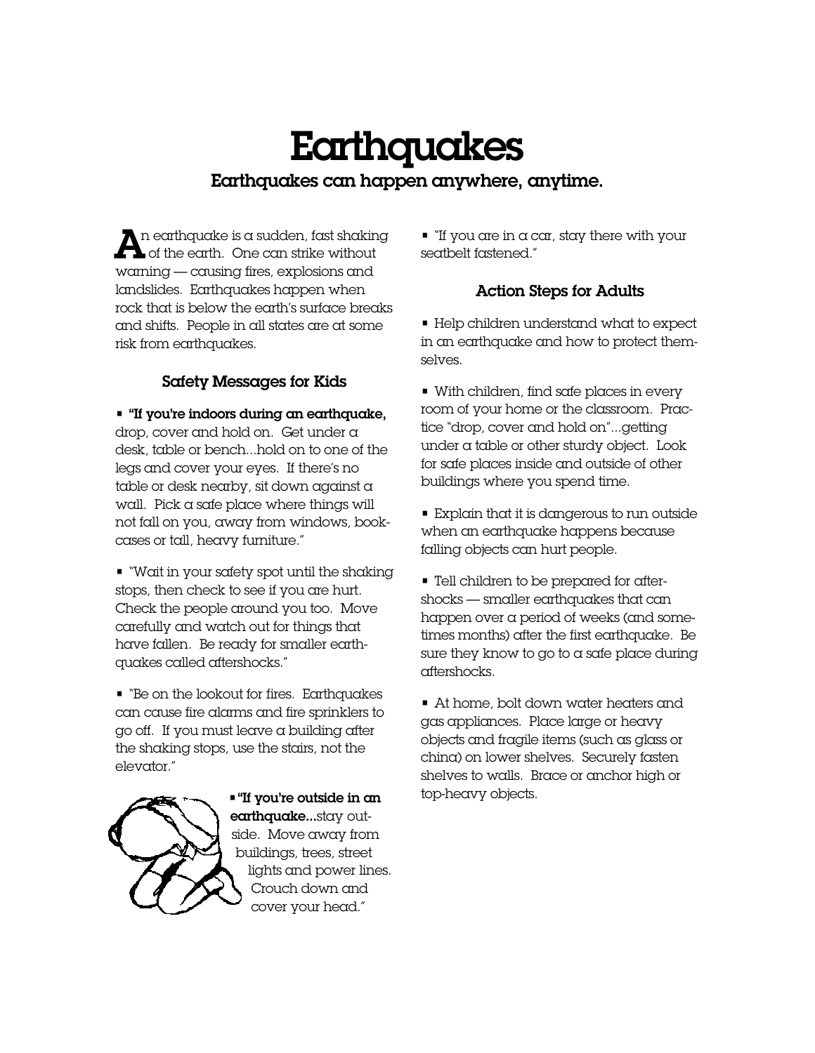# Earthquakes

## Earthquakes can happen anywhere, anytime.

An earthquake is a sudden, fast shaking of the earth. One can strike without warning — causing fires, explosions and landslides. Earthquakes happen when rock that is below the earth's surface breaks and shifts. People in all states are at some risk from earthquakes.

### Safety Messages for Kids

- **"If you're indoors during an earthquake,** drop, cover and hold on. Get under a desk, table or bench...hold on to one of the legs and cover your eyes. If there's no table or desk nearby, sit down against a wall. Pick a safe place where things will not fall on you, away from windows, bookcases or tall, heavy furniture."

- "Wait in your safety spot until the shaking stops, then check to see if you are hurt. Check the people around you too. Move carefully and watch out for things that have fallen. Be ready for smaller earthquakes called aftershocks."

- "Be on the lookout for fires. Earthquakes can cause fire alarms and fire sprinklers to go off. If you must leave a building after the shaking stops, use the stairs, not the elevator."

- **"If you're outside in an earthquake...**stay outside. Move away from buildings, trees, street lights and power lines. Crouch down and cover your head."

- "If you are in a car, stay there with your seatbelt fastened."

### Action Steps for Adults

- Help children understand what to expect in an earthquake and how to protect themselves.

- With children, find safe places in every room of your home or the classroom. Practice "drop, cover and hold on"...getting under a table or other sturdy object. Look for safe places inside and outside of other buildings where you spend time.

- Explain that it is dangerous to run outside when an earthquake happens because falling objects can hurt people.

- Tell children to be prepared for aftershocks — smaller earthquakes that can happen over a period of weeks (and sometimes months) after the first earthquake. Be sure they know to go to a safe place during aftershocks.

- At home, bolt down water heaters and gas appliances. Place large or heavy objects and fragile items (such as glass or china) on lower shelves. Securely fasten shelves to walls. Brace or anchor high or top-heavy objects.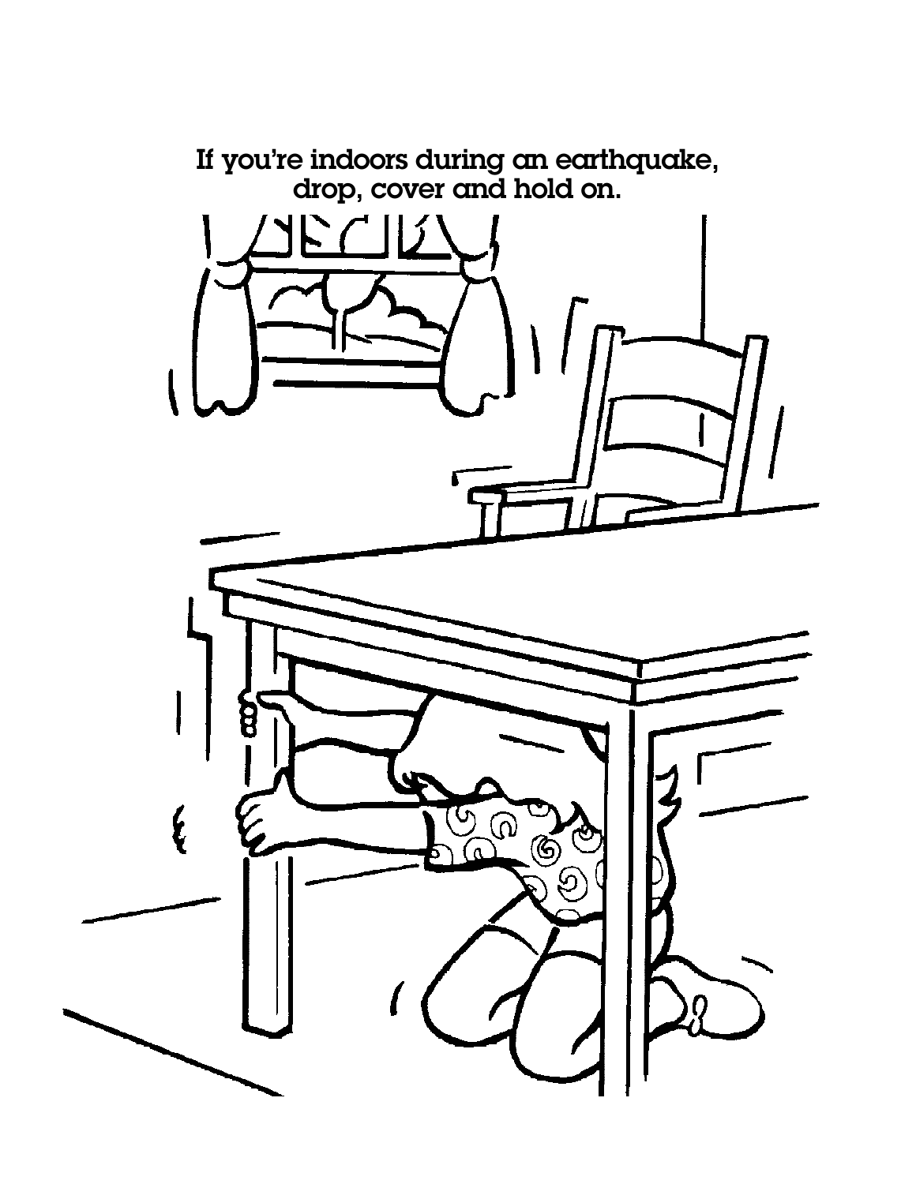If you're indoors during an earthquake, drop, cover and hold on.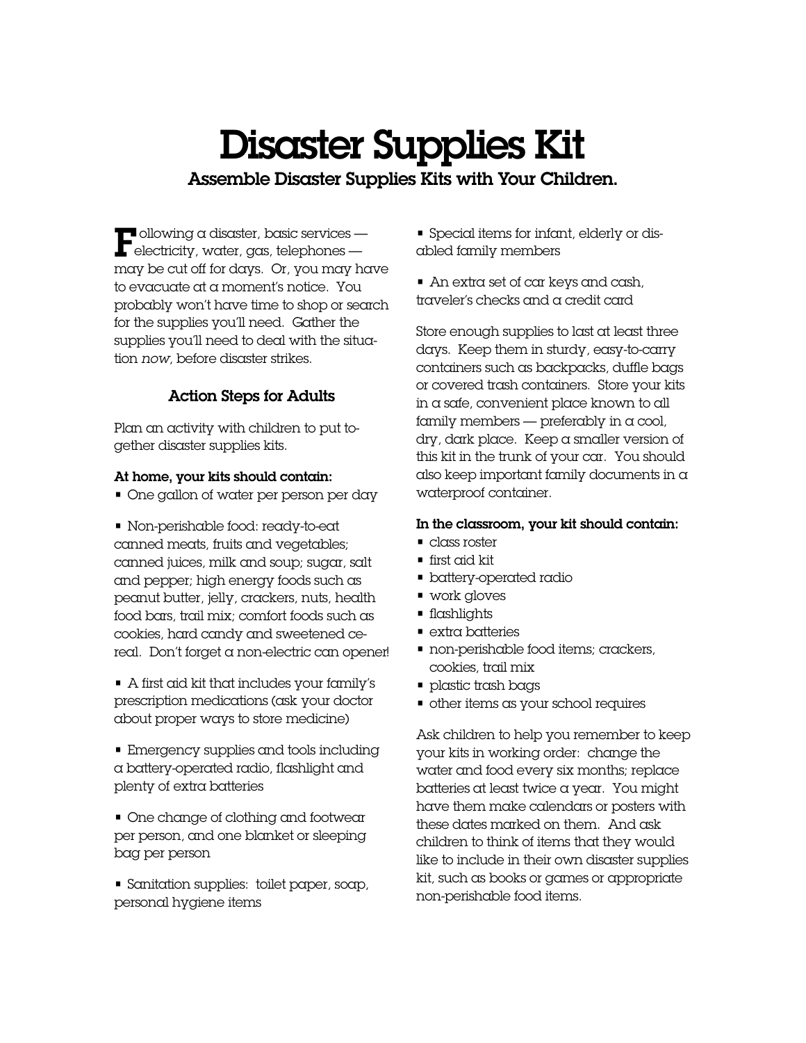# Disaster Supplies Kit

### Assemble Disaster Supplies Kits with Your Children.

Following a disaster, basic services — electricity, water, gas, telephones — may be cut off for days. Or, you may have to evacuate at a moment's notice. You probably won't have time to shop or search for the supplies you'll need. Gather the supplies you'll need to deal with the situation *now*, before disaster strikes.

## Action Steps for Adults

Plan an activity with children to put together disaster supplies kits.

**At home, your kits should contain:**

- One gallon of water per person per day
- Non-perishable food: ready-to-eat canned meats, fruits and vegetables; canned juices, milk and soup; sugar, salt and pepper; high energy foods such as peanut butter, jelly, crackers, nuts, health food bars, trail mix; comfort foods such as cookies, hard candy and sweetened cereal. Don't forget a non-electric can opener!
- A first aid kit that includes your family's prescription medications (ask your doctor about proper ways to store medicine)
- Emergency supplies and tools including a battery-operated radio, flashlight and plenty of extra batteries
- One change of clothing and footwear per person, and one blanket or sleeping bag per person
- Sanitation supplies: toilet paper, soap, personal hygiene items
- Special items for infant, elderly or disabled family members
- An extra set of car keys and cash, traveler's checks and a credit card

Store enough supplies to last at least three days. Keep them in sturdy, easy-to-carry containers such as backpacks, duffle bags or covered trash containers. Store your kits in a safe, convenient place known to all family members — preferably in a cool, dry, dark place. Keep a smaller version of this kit in the trunk of your car. You should also keep important family documents in a waterproof container.

**In the classroom, your kit should contain:**

- class roster
- first aid kit
- battery-operated radio
- work gloves
- flashlights
- extra batteries
- non-perishable food items; crackers, cookies, trail mix
- plastic trash bags
- other items as your school requires

Ask children to help you remember to keep your kits in working order: change the water and food every six months; replace batteries at least twice a year. You might have them make calendars or posters with these dates marked on them. And ask children to think of items that they would like to include in their own disaster supplies kit, such as books or games or appropriate non-perishable food items.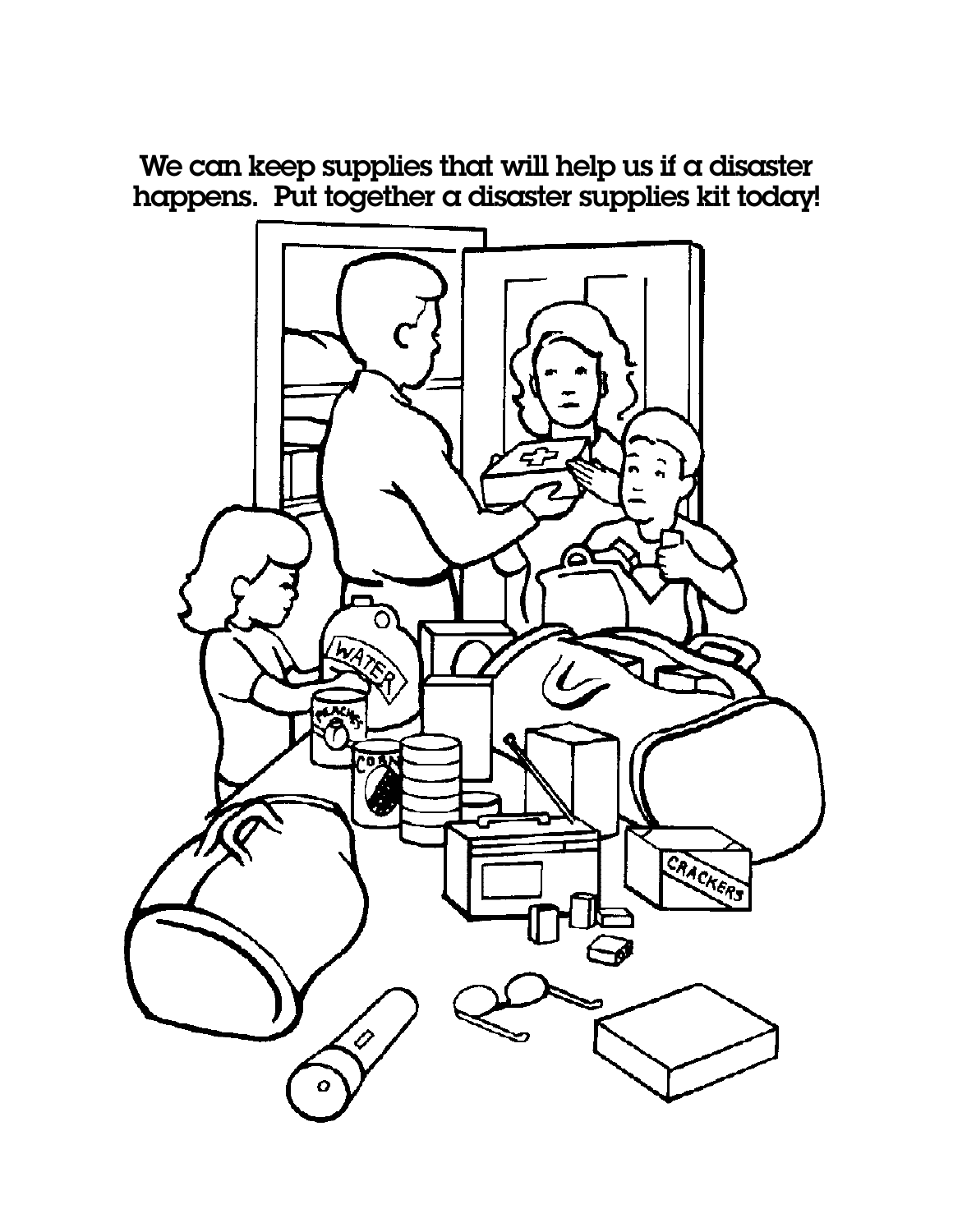We can keep supplies that will help us if a disaster happens. Put together a disaster supplies kit today!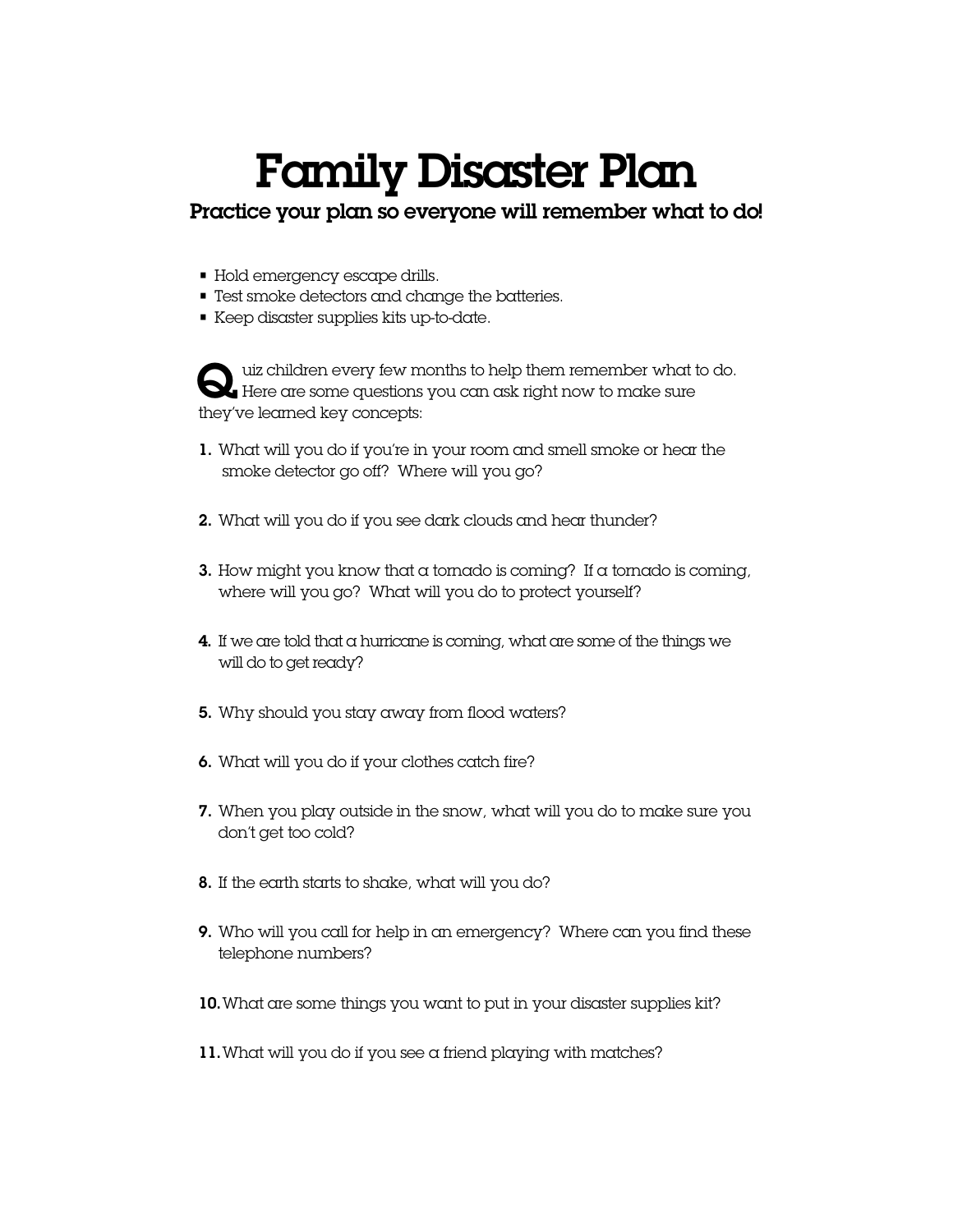# Family Disaster Plan

## Practice your plan so everyone will remember what to do!

- Hold emergency escape drills.
- Test smoke detectors and change the batteries.
- Keep disaster supplies kits up-to-date.

Quiz children every few months to help them remember what to do. Here are some questions you can ask right now to make sure they've learned key concepts:

1. What will you do if you're in your room and smell smoke or hear the smoke detector go off? Where will you go?
2. What will you do if you see dark clouds and hear thunder?
3. How might you know that a tornado is coming? If a tornado is coming, where will you go? What will you do to protect yourself?
4. If we are told that a hurricane is coming, what are some of the things we will do to get ready?
5. Why should you stay away from flood waters?
6. What will you do if your clothes catch fire?
7. When you play outside in the snow, what will you do to make sure you don't get too cold?
8. If the earth starts to shake, what will you do?
9. Who will you call for help in an emergency? Where can you find these telephone numbers?
10. What are some things you want to put in your disaster supplies kit?
11. What will you do if you see a friend playing with matches?